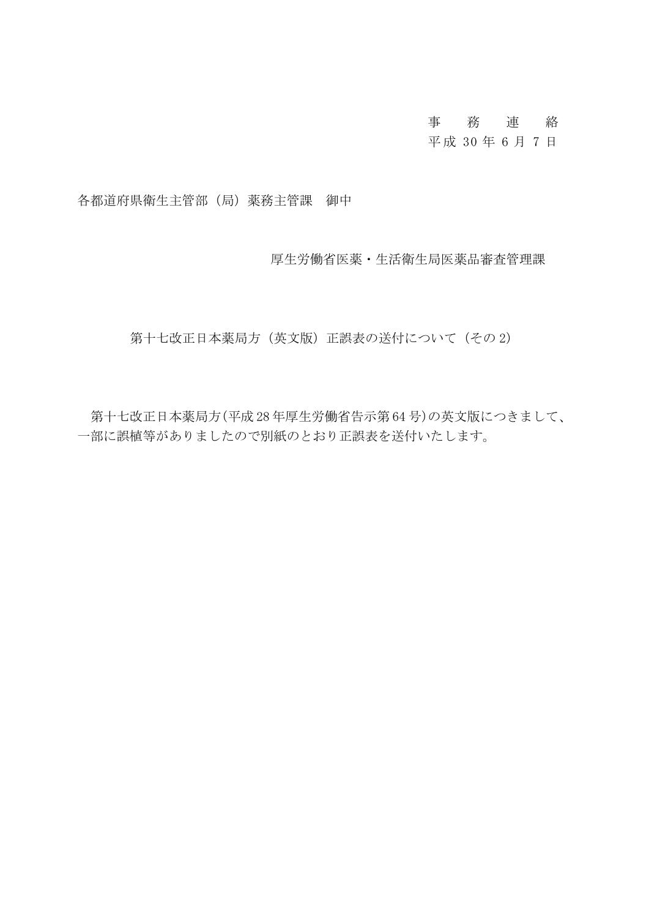事　務　連　絡
平成 30 年 6 月 7 日

各都道府県衛生主管部（局）薬務主管課　御中

厚生労働省医薬・生活衛生局医薬品審査管理課

第十七改正日本薬局方（英文版）正誤表の送付について（その 2）

第十七改正日本薬局方(平成 28 年厚生労働省告示第 64 号)の英文版につきまして、一部に誤植等がありましたので別紙のとおり正誤表を送付いたします。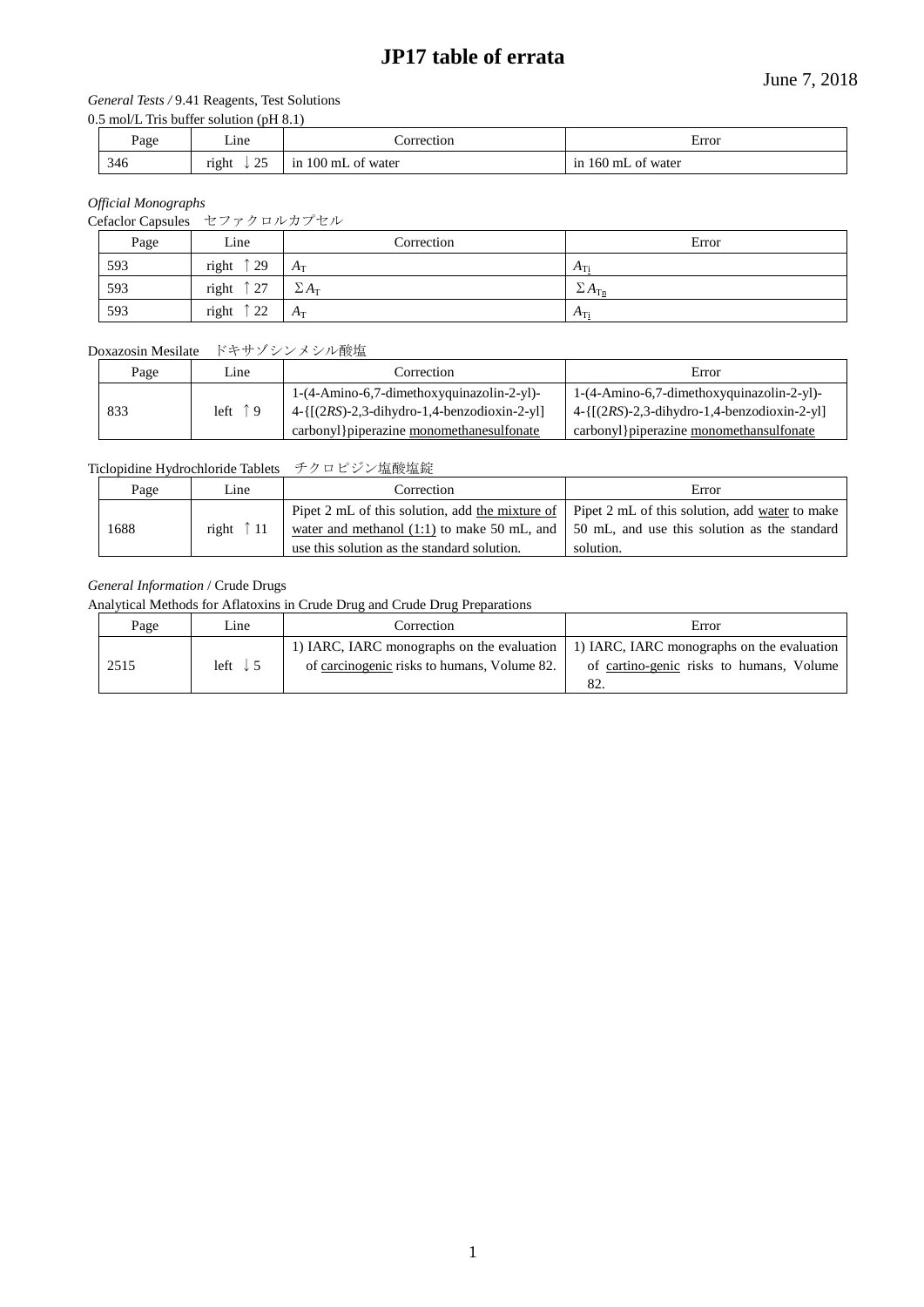# JP17 table of errata

June 7, 2018

*General Tests* / 9.41 Reagents, Test Solutions

0.5 mol/L Tris buffer solution (pH 8.1)

| Page | Line | Correction | Error |
|---|---|---|---|
| 346 | right ↓25 | in 100 mL of water | in 160 mL of water |

*Official Monographs*

Cefaclor Capsules　セファクロルカプセル

| Page | Line | Correction | Error |
|---|---|---|---|
| 593 | right ↑29 | $A_T$ | $A_{T\underline{i}}$ |
| 593 | right ↑27 | $\Sigma A_T$ | $\Sigma A_{T\underline{n}}$ |
| 593 | right ↑22 | $A_T$ | $A_{T\underline{i}}$ |

Doxazosin Mesilate　ドキサゾシンメシル酸塩

| Page | Line | Correction | Error |
|---|---|---|---|
| 833 | left ↑9 | 1-(4-Amino-6,7-dimethoxyquinazolin-2-yl)-4-{[(2*RS*)-2,3-dihydro-1,4-benzodioxin-2-yl]carbonyl}piperazine monomethanesulfonate | 1-(4-Amino-6,7-dimethoxyquinazolin-2-yl)-4-{[(2*RS*)-2,3-dihydro-1,4-benzodioxin-2-yl]carbonyl}piperazine monomethansulfonate |

Ticlopidine Hydrochloride Tablets　チクロピジン塩酸塩錠

| Page | Line | Correction | Error |
|---|---|---|---|
| 1688 | right ↑11 | Pipet 2 mL of this solution, add the mixture of water and methanol (1:1) to make 50 mL, and use this solution as the standard solution. | Pipet 2 mL of this solution, add water to make 50 mL, and use this solution as the standard solution. |

*General Information* / Crude Drugs

Analytical Methods for Aflatoxins in Crude Drug and Crude Drug Preparations

| Page | Line | Correction | Error |
|---|---|---|---|
| 2515 | left ↓5 | 1) IARC, IARC monographs on the evaluation of carcinogenic risks to humans, Volume 82. | 1) IARC, IARC monographs on the evaluation of cartino-genic risks to humans, Volume 82. |